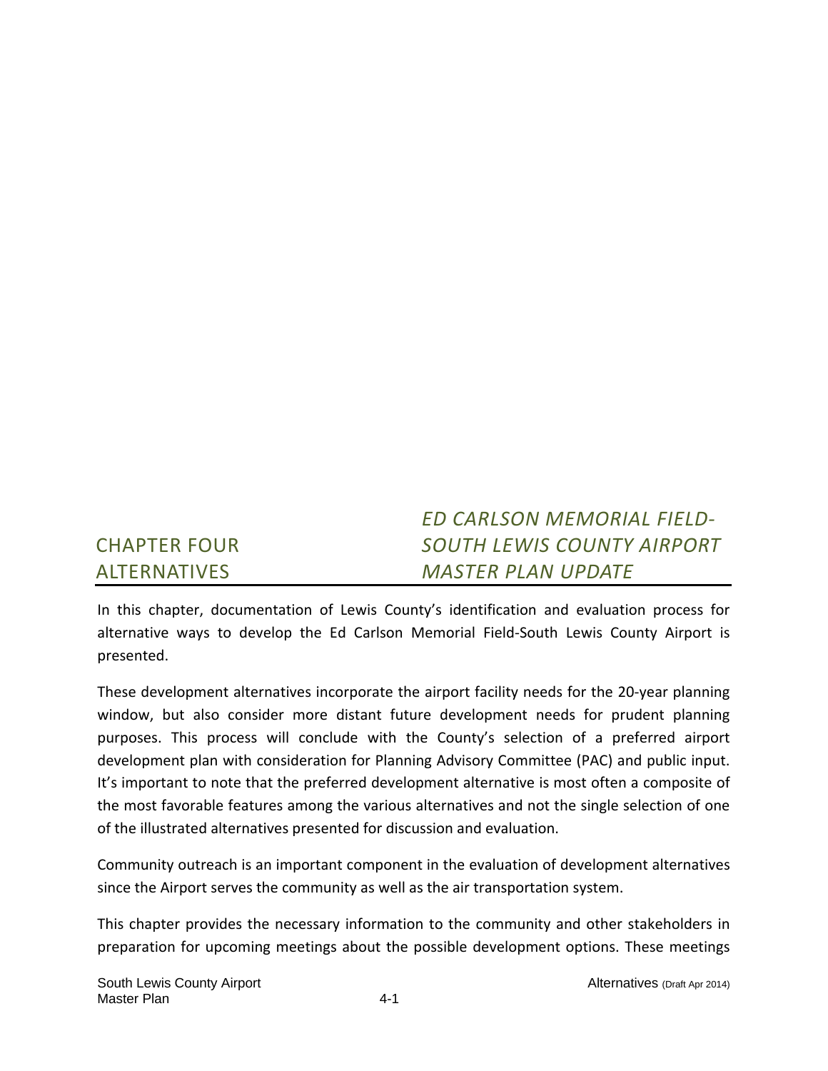# CHAPTER FOUR ALTERNATIVES

## *ED CARLSON MEMORIAL FIELD-SOUTH LEWIS COUNTY AIRPORT MASTER PLAN UPDATE*

In this chapter, documentation of Lewis County's identification and evaluation process for alternative ways to develop the Ed Carlson Memorial Field-South Lewis County Airport is presented.

These development alternatives incorporate the airport facility needs for the 20-year planning window, but also consider more distant future development needs for prudent planning purposes. This process will conclude with the County's selection of a preferred airport development plan with consideration for Planning Advisory Committee (PAC) and public input. It's important to note that the preferred development alternative is most often a composite of the most favorable features among the various alternatives and not the single selection of one of the illustrated alternatives presented for discussion and evaluation.

Community outreach is an important component in the evaluation of development alternatives since the Airport serves the community as well as the air transportation system.

This chapter provides the necessary information to the community and other stakeholders in preparation for upcoming meetings about the possible development options. These meetings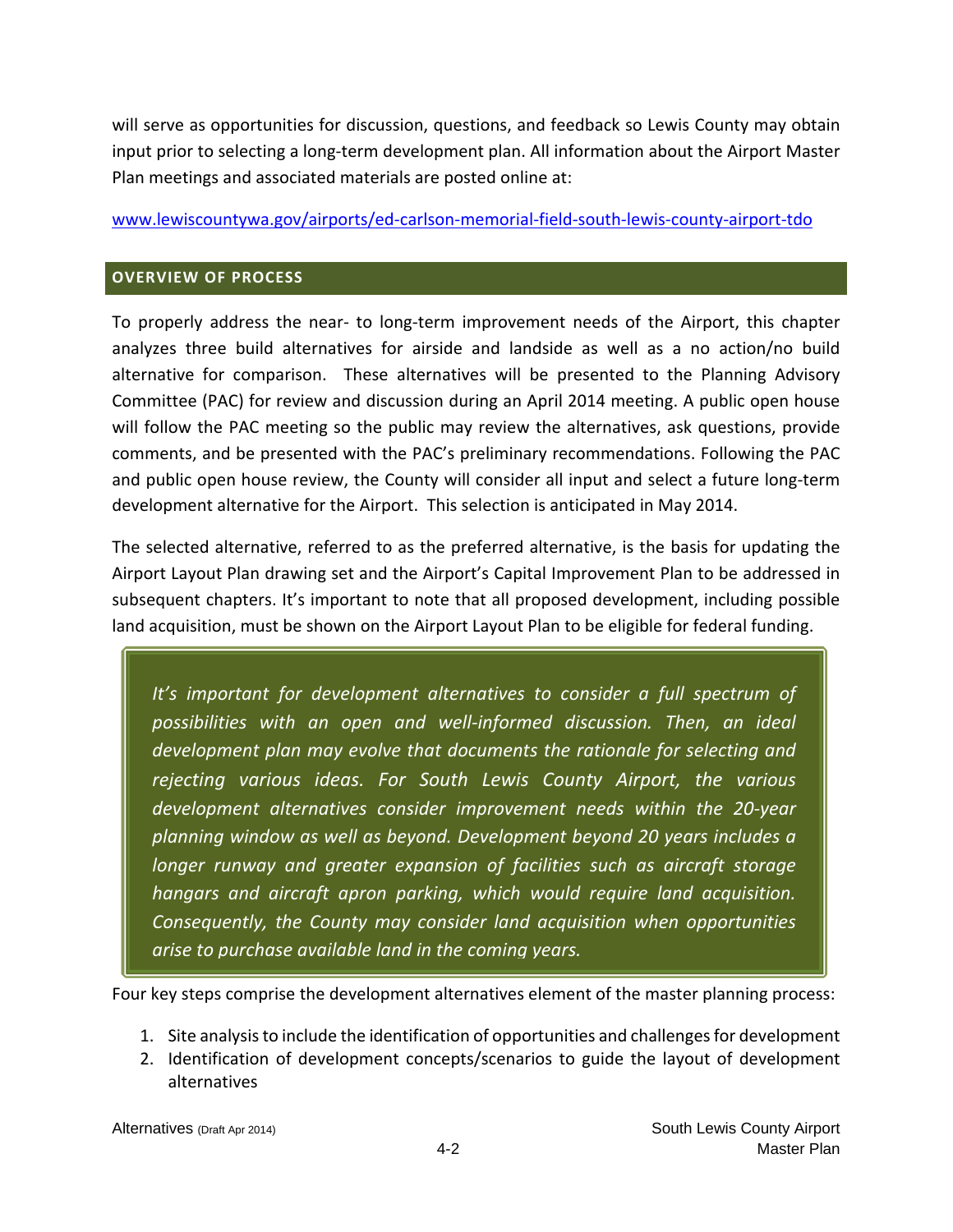will serve as opportunities for discussion, questions, and feedback so Lewis County may obtain input prior to selecting a long-term development plan. All information about the Airport Master Plan meetings and associated materials are posted online at:

[www.lewiscountywa.gov/airports/ed-carlson-memorial-field-south-lewis-county-airport-tdo](www.lewiscountywa.gov/airports/ed-carlson-memorial-field-south-lewis-county-airport-tdo)

## OVERVIEW OF PROCESS

To properly address the near- to long-term improvement needs of the Airport, this chapter analyzes three build alternatives for airside and landside as well as a no action/no build alternative for comparison. These alternatives will be presented to the Planning Advisory Committee (PAC) for review and discussion during an April 2014 meeting. A public open house will follow the PAC meeting so the public may review the alternatives, ask questions, provide comments, and be presented with the PAC's preliminary recommendations. Following the PAC and public open house review, the County will consider all input and select a future long-term development alternative for the Airport. This selection is anticipated in May 2014.

The selected alternative, referred to as the preferred alternative, is the basis for updating the Airport Layout Plan drawing set and the Airport's Capital Improvement Plan to be addressed in subsequent chapters. It's important to note that all proposed development, including possible land acquisition, must be shown on the Airport Layout Plan to be eligible for federal funding.

> *It's important for development alternatives to consider a full spectrum of possibilities with an open and well-informed discussion. Then, an ideal development plan may evolve that documents the rationale for selecting and rejecting various ideas. For South Lewis County Airport, the various development alternatives consider improvement needs within the 20-year planning window as well as beyond. Development beyond 20 years includes a longer runway and greater expansion of facilities such as aircraft storage hangars and aircraft apron parking, which would require land acquisition. Consequently, the County may consider land acquisition when opportunities arise to purchase available land in the coming years.*

Four key steps comprise the development alternatives element of the master planning process:

1. Site analysis to include the identification of opportunities and challenges for development
2. Identification of development concepts/scenarios to guide the layout of development alternatives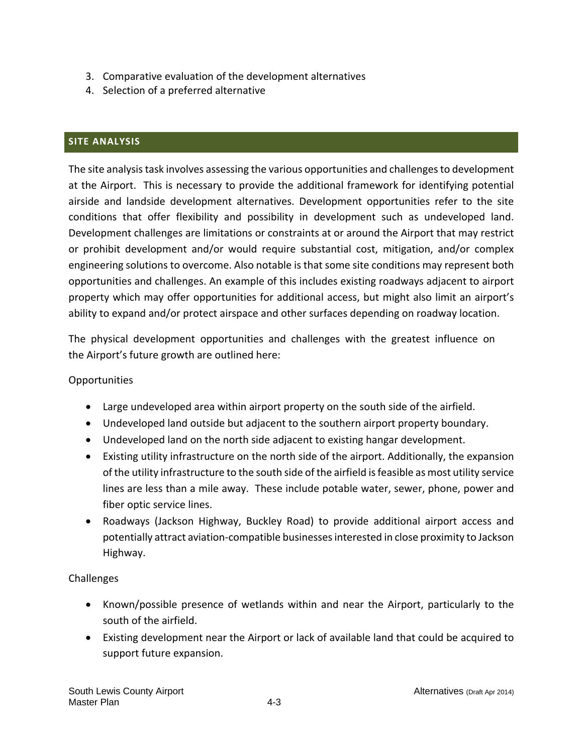3. Comparative evaluation of the development alternatives
4. Selection of a preferred alternative

## SITE ANALYSIS

The site analysis task involves assessing the various opportunities and challenges to development at the Airport. This is necessary to provide the additional framework for identifying potential airside and landside development alternatives. Development opportunities refer to the site conditions that offer flexibility and possibility in development such as undeveloped land. Development challenges are limitations or constraints at or around the Airport that may restrict or prohibit development and/or would require substantial cost, mitigation, and/or complex engineering solutions to overcome. Also notable is that some site conditions may represent both opportunities and challenges. An example of this includes existing roadways adjacent to airport property which may offer opportunities for additional access, but might also limit an airport's ability to expand and/or protect airspace and other surfaces depending on roadway location.

The physical development opportunities and challenges with the greatest influence on the Airport's future growth are outlined here:

Opportunities

- Large undeveloped area within airport property on the south side of the airfield.
- Undeveloped land outside but adjacent to the southern airport property boundary.
- Undeveloped land on the north side adjacent to existing hangar development.
- Existing utility infrastructure on the north side of the airport. Additionally, the expansion of the utility infrastructure to the south side of the airfield is feasible as most utility service lines are less than a mile away. These include potable water, sewer, phone, power and fiber optic service lines.
- Roadways (Jackson Highway, Buckley Road) to provide additional airport access and potentially attract aviation-compatible businesses interested in close proximity to Jackson Highway.

Challenges

- Known/possible presence of wetlands within and near the Airport, particularly to the south of the airfield.
- Existing development near the Airport or lack of available land that could be acquired to support future expansion.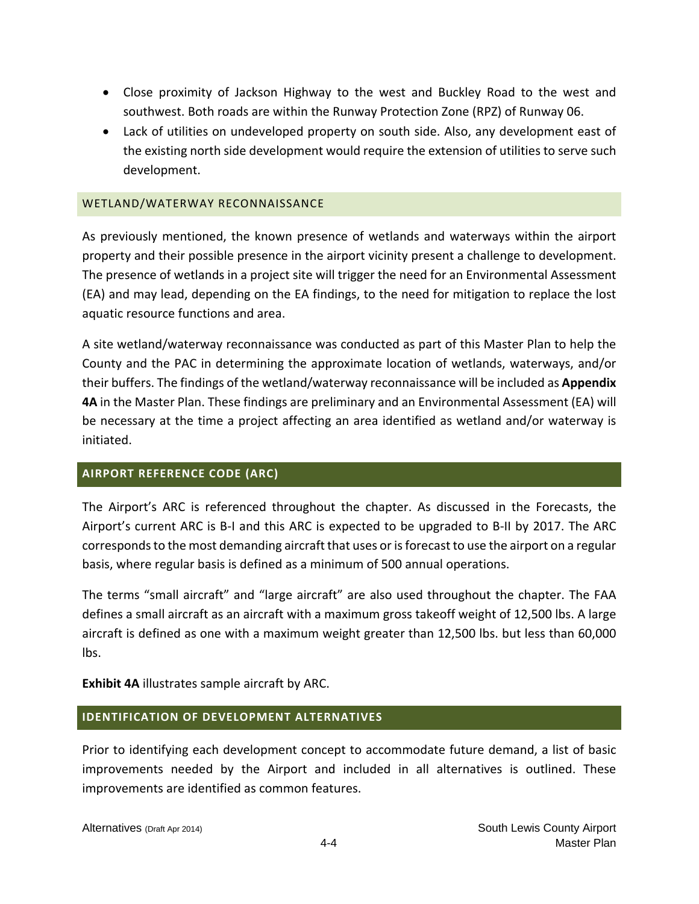- Close proximity of Jackson Highway to the west and Buckley Road to the west and southwest. Both roads are within the Runway Protection Zone (RPZ) of Runway 06.
- Lack of utilities on undeveloped property on south side. Also, any development east of the existing north side development would require the extension of utilities to serve such development.

### WETLAND/WATERWAY RECONNAISSANCE

As previously mentioned, the known presence of wetlands and waterways within the airport property and their possible presence in the airport vicinity present a challenge to development. The presence of wetlands in a project site will trigger the need for an Environmental Assessment (EA) and may lead, depending on the EA findings, to the need for mitigation to replace the lost aquatic resource functions and area.

A site wetland/waterway reconnaissance was conducted as part of this Master Plan to help the County and the PAC in determining the approximate location of wetlands, waterways, and/or their buffers. The findings of the wetland/waterway reconnaissance will be included as **Appendix 4A** in the Master Plan. These findings are preliminary and an Environmental Assessment (EA) will be necessary at the time a project affecting an area identified as wetland and/or waterway is initiated.

## AIRPORT REFERENCE CODE (ARC)

The Airport's ARC is referenced throughout the chapter. As discussed in the Forecasts, the Airport's current ARC is B-I and this ARC is expected to be upgraded to B-II by 2017. The ARC corresponds to the most demanding aircraft that uses or is forecast to use the airport on a regular basis, where regular basis is defined as a minimum of 500 annual operations.

The terms "small aircraft" and "large aircraft" are also used throughout the chapter. The FAA defines a small aircraft as an aircraft with a maximum gross takeoff weight of 12,500 lbs. A large aircraft is defined as one with a maximum weight greater than 12,500 lbs. but less than 60,000 lbs.

**Exhibit 4A** illustrates sample aircraft by ARC.

## IDENTIFICATION OF DEVELOPMENT ALTERNATIVES

Prior to identifying each development concept to accommodate future demand, a list of basic improvements needed by the Airport and included in all alternatives is outlined. These improvements are identified as common features.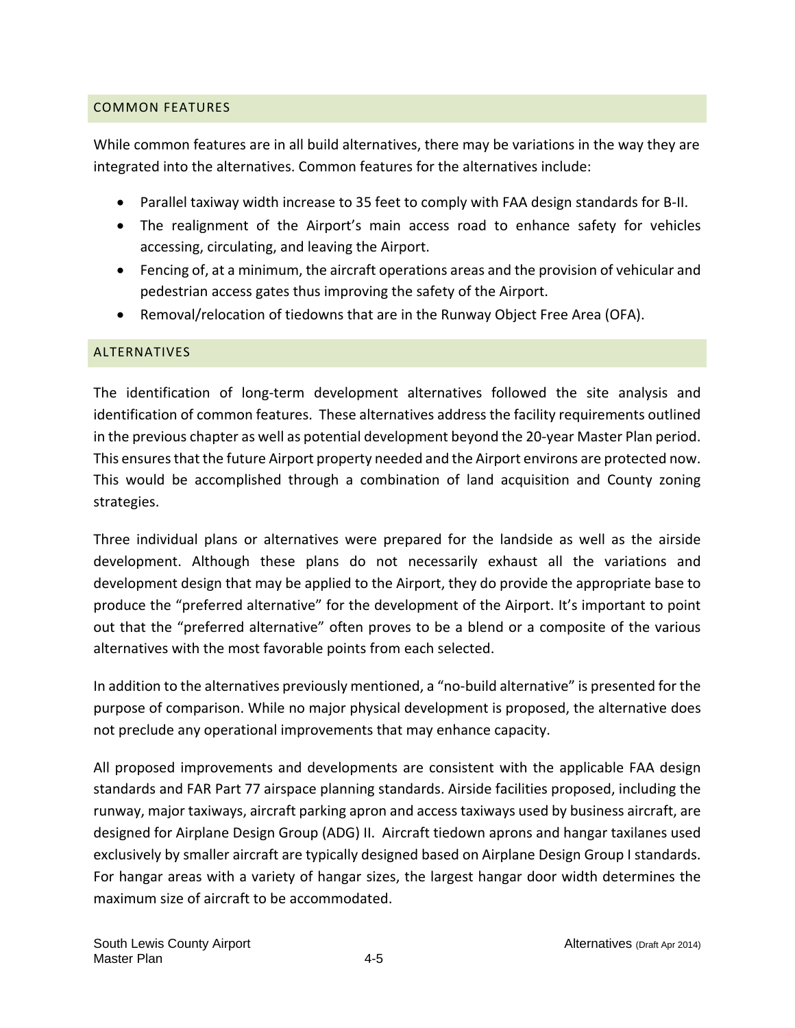## COMMON FEATURES

While common features are in all build alternatives, there may be variations in the way they are integrated into the alternatives. Common features for the alternatives include:

- Parallel taxiway width increase to 35 feet to comply with FAA design standards for B-II.
- The realignment of the Airport's main access road to enhance safety for vehicles accessing, circulating, and leaving the Airport.
- Fencing of, at a minimum, the aircraft operations areas and the provision of vehicular and pedestrian access gates thus improving the safety of the Airport.
- Removal/relocation of tiedowns that are in the Runway Object Free Area (OFA).

## ALTERNATIVES

The identification of long-term development alternatives followed the site analysis and identification of common features. These alternatives address the facility requirements outlined in the previous chapter as well as potential development beyond the 20-year Master Plan period. This ensures that the future Airport property needed and the Airport environs are protected now. This would be accomplished through a combination of land acquisition and County zoning strategies.

Three individual plans or alternatives were prepared for the landside as well as the airside development. Although these plans do not necessarily exhaust all the variations and development design that may be applied to the Airport, they do provide the appropriate base to produce the "preferred alternative" for the development of the Airport. It's important to point out that the "preferred alternative" often proves to be a blend or a composite of the various alternatives with the most favorable points from each selected.

In addition to the alternatives previously mentioned, a "no-build alternative" is presented for the purpose of comparison. While no major physical development is proposed, the alternative does not preclude any operational improvements that may enhance capacity.

All proposed improvements and developments are consistent with the applicable FAA design standards and FAR Part 77 airspace planning standards. Airside facilities proposed, including the runway, major taxiways, aircraft parking apron and access taxiways used by business aircraft, are designed for Airplane Design Group (ADG) II. Aircraft tiedown aprons and hangar taxilanes used exclusively by smaller aircraft are typically designed based on Airplane Design Group I standards. For hangar areas with a variety of hangar sizes, the largest hangar door width determines the maximum size of aircraft to be accommodated.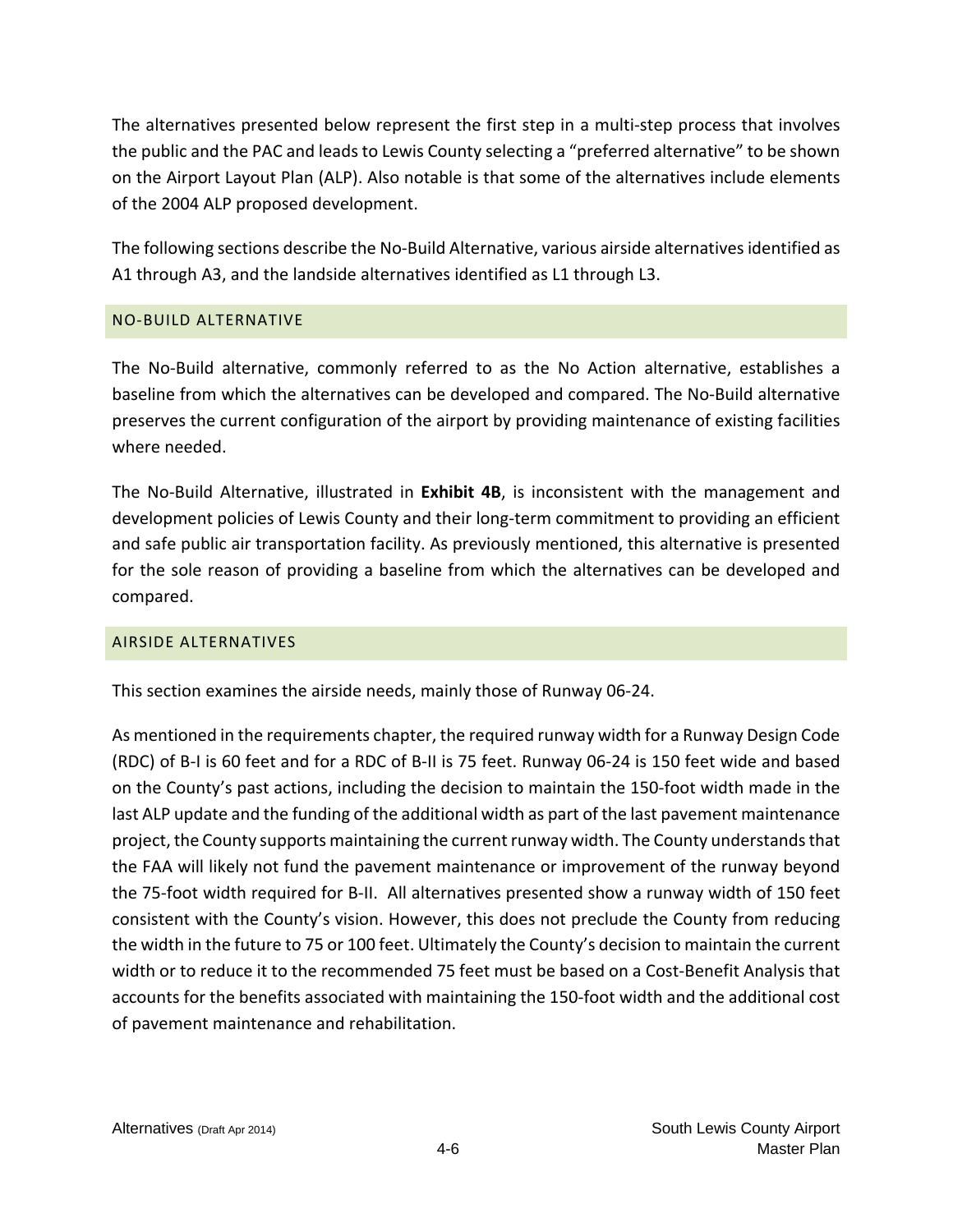The alternatives presented below represent the first step in a multi-step process that involves the public and the PAC and leads to Lewis County selecting a "preferred alternative" to be shown on the Airport Layout Plan (ALP). Also notable is that some of the alternatives include elements of the 2004 ALP proposed development.

The following sections describe the No-Build Alternative, various airside alternatives identified as A1 through A3, and the landside alternatives identified as L1 through L3.

## NO-BUILD ALTERNATIVE

The No-Build alternative, commonly referred to as the No Action alternative, establishes a baseline from which the alternatives can be developed and compared. The No-Build alternative preserves the current configuration of the airport by providing maintenance of existing facilities where needed.

The No-Build Alternative, illustrated in **Exhibit 4B**, is inconsistent with the management and development policies of Lewis County and their long-term commitment to providing an efficient and safe public air transportation facility. As previously mentioned, this alternative is presented for the sole reason of providing a baseline from which the alternatives can be developed and compared.

## AIRSIDE ALTERNATIVES

This section examines the airside needs, mainly those of Runway 06-24.

As mentioned in the requirements chapter, the required runway width for a Runway Design Code (RDC) of B-I is 60 feet and for a RDC of B-II is 75 feet. Runway 06-24 is 150 feet wide and based on the County's past actions, including the decision to maintain the 150-foot width made in the last ALP update and the funding of the additional width as part of the last pavement maintenance project, the County supports maintaining the current runway width. The County understands that the FAA will likely not fund the pavement maintenance or improvement of the runway beyond the 75-foot width required for B-II. All alternatives presented show a runway width of 150 feet consistent with the County's vision. However, this does not preclude the County from reducing the width in the future to 75 or 100 feet. Ultimately the County's decision to maintain the current width or to reduce it to the recommended 75 feet must be based on a Cost-Benefit Analysis that accounts for the benefits associated with maintaining the 150-foot width and the additional cost of pavement maintenance and rehabilitation.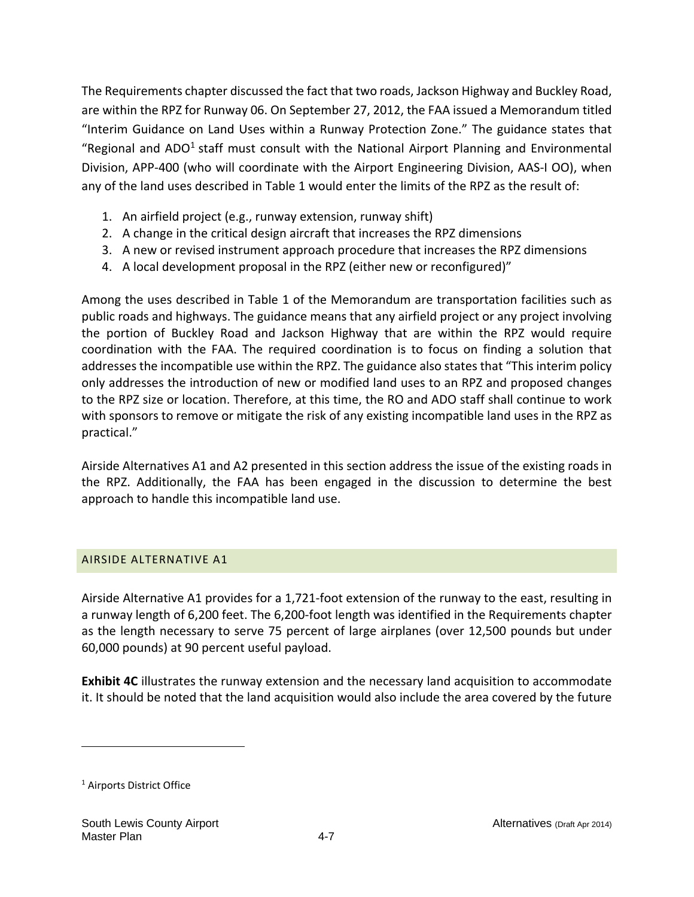The Requirements chapter discussed the fact that two roads, Jackson Highway and Buckley Road, are within the RPZ for Runway 06. On September 27, 2012, the FAA issued a Memorandum titled "Interim Guidance on Land Uses within a Runway Protection Zone." The guidance states that "Regional and ADO[1] staff must consult with the National Airport Planning and Environmental Division, APP-400 (who will coordinate with the Airport Engineering Division, AAS-I OO), when any of the land uses described in Table 1 would enter the limits of the RPZ as the result of:

1. An airfield project (e.g., runway extension, runway shift)
2. A change in the critical design aircraft that increases the RPZ dimensions
3. A new or revised instrument approach procedure that increases the RPZ dimensions
4. A local development proposal in the RPZ (either new or reconfigured)"

Among the uses described in Table 1 of the Memorandum are transportation facilities such as public roads and highways. The guidance means that any airfield project or any project involving the portion of Buckley Road and Jackson Highway that are within the RPZ would require coordination with the FAA. The required coordination is to focus on finding a solution that addresses the incompatible use within the RPZ. The guidance also states that "This interim policy only addresses the introduction of new or modified land uses to an RPZ and proposed changes to the RPZ size or location. Therefore, at this time, the RO and ADO staff shall continue to work with sponsors to remove or mitigate the risk of any existing incompatible land uses in the RPZ as practical."

Airside Alternatives A1 and A2 presented in this section address the issue of the existing roads in the RPZ. Additionally, the FAA has been engaged in the discussion to determine the best approach to handle this incompatible land use.

## AIRSIDE ALTERNATIVE A1

Airside Alternative A1 provides for a 1,721-foot extension of the runway to the east, resulting in a runway length of 6,200 feet. The 6,200-foot length was identified in the Requirements chapter as the length necessary to serve 75 percent of large airplanes (over 12,500 pounds but under 60,000 pounds) at 90 percent useful payload.

**Exhibit 4C** illustrates the runway extension and the necessary land acquisition to accommodate it. It should be noted that the land acquisition would also include the area covered by the future

[1] Airports District Office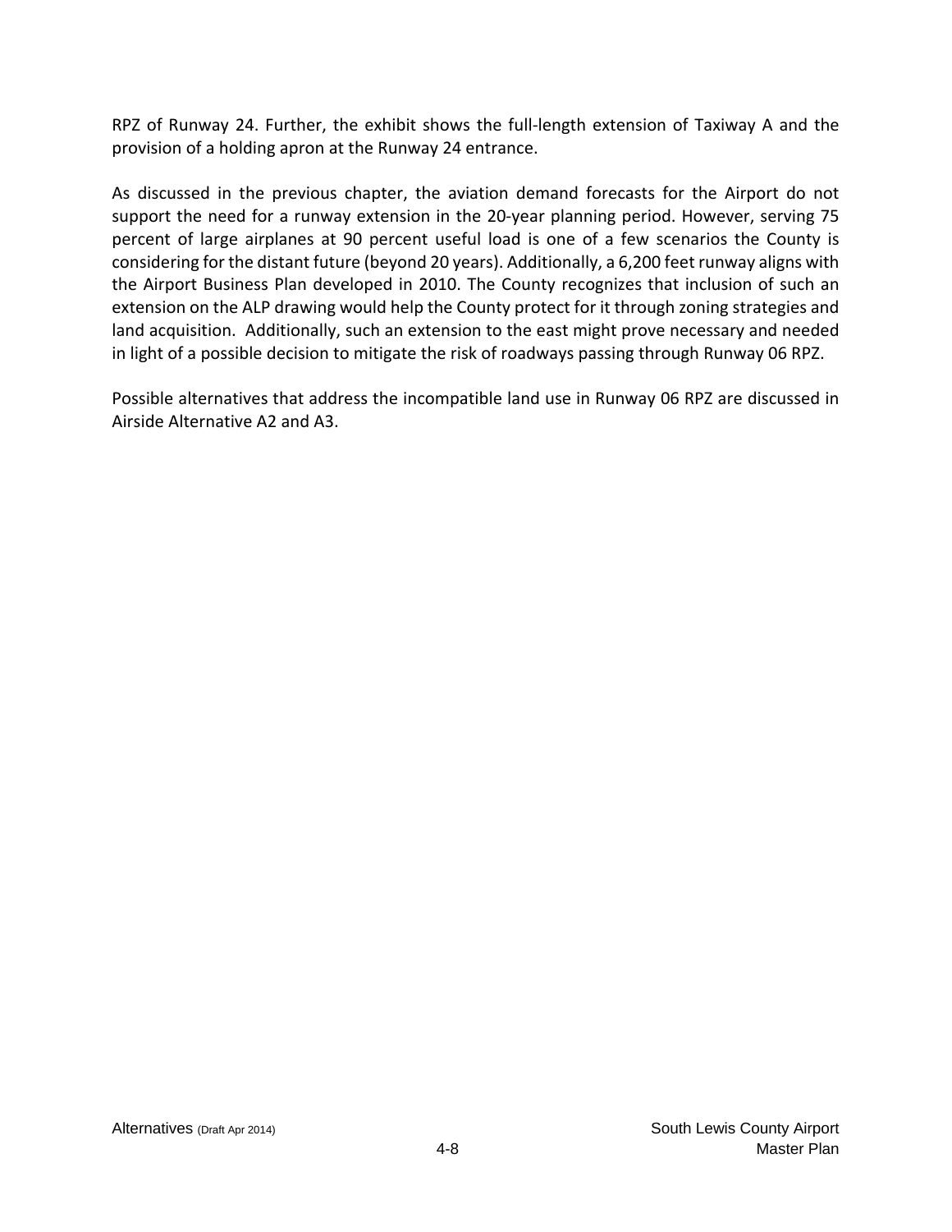RPZ of Runway 24. Further, the exhibit shows the full-length extension of Taxiway A and the provision of a holding apron at the Runway 24 entrance.

As discussed in the previous chapter, the aviation demand forecasts for the Airport do not support the need for a runway extension in the 20-year planning period. However, serving 75 percent of large airplanes at 90 percent useful load is one of a few scenarios the County is considering for the distant future (beyond 20 years). Additionally, a 6,200 feet runway aligns with the Airport Business Plan developed in 2010. The County recognizes that inclusion of such an extension on the ALP drawing would help the County protect for it through zoning strategies and land acquisition.  Additionally, such an extension to the east might prove necessary and needed in light of a possible decision to mitigate the risk of roadways passing through Runway 06 RPZ.

Possible alternatives that address the incompatible land use in Runway 06 RPZ are discussed in Airside Alternative A2 and A3.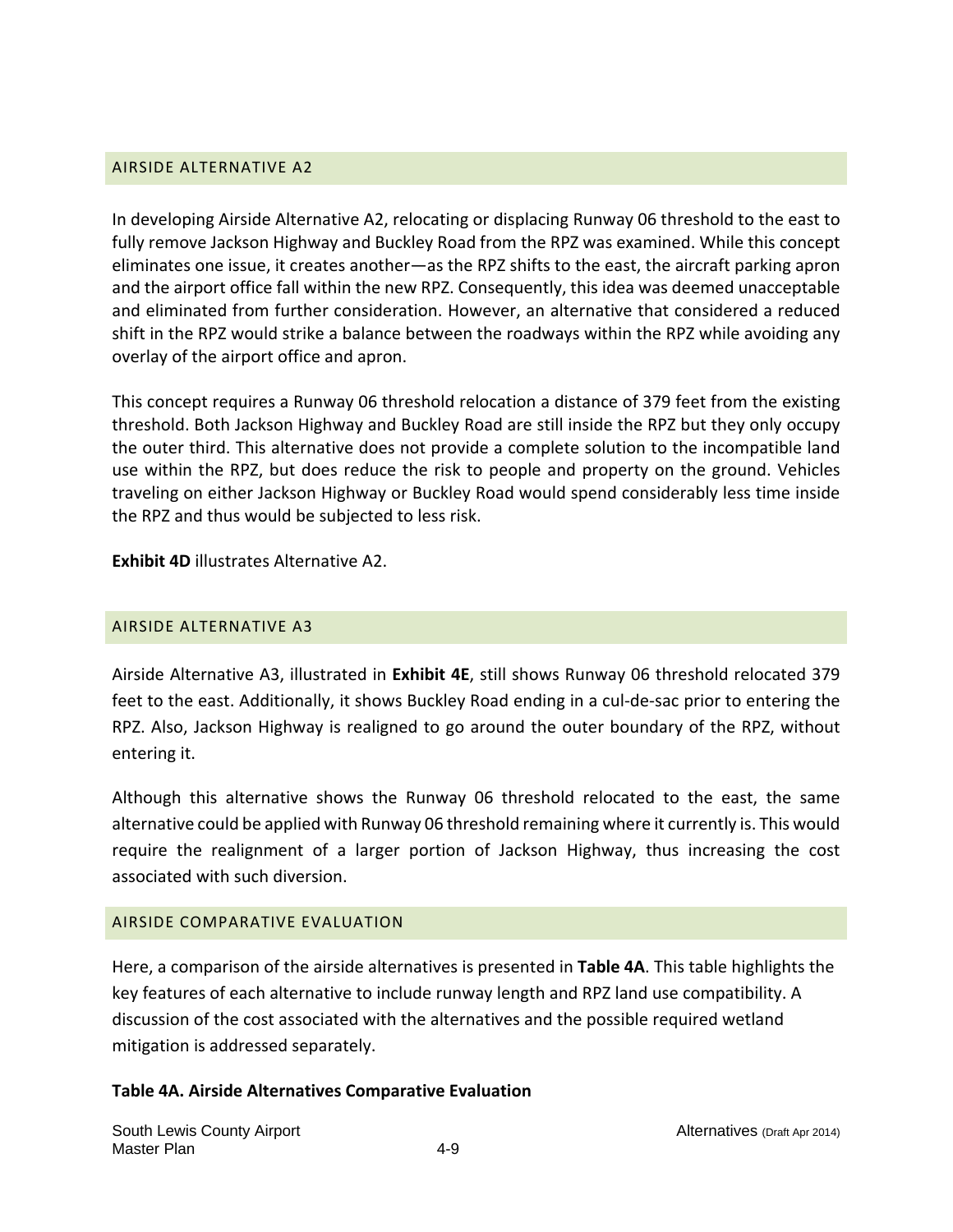## AIRSIDE ALTERNATIVE A2

In developing Airside Alternative A2, relocating or displacing Runway 06 threshold to the east to fully remove Jackson Highway and Buckley Road from the RPZ was examined. While this concept eliminates one issue, it creates another—as the RPZ shifts to the east, the aircraft parking apron and the airport office fall within the new RPZ. Consequently, this idea was deemed unacceptable and eliminated from further consideration. However, an alternative that considered a reduced shift in the RPZ would strike a balance between the roadways within the RPZ while avoiding any overlay of the airport office and apron.

This concept requires a Runway 06 threshold relocation a distance of 379 feet from the existing threshold. Both Jackson Highway and Buckley Road are still inside the RPZ but they only occupy the outer third. This alternative does not provide a complete solution to the incompatible land use within the RPZ, but does reduce the risk to people and property on the ground. Vehicles traveling on either Jackson Highway or Buckley Road would spend considerably less time inside the RPZ and thus would be subjected to less risk.

**Exhibit 4D** illustrates Alternative A2.

## AIRSIDE ALTERNATIVE A3

Airside Alternative A3, illustrated in **Exhibit 4E**, still shows Runway 06 threshold relocated 379 feet to the east. Additionally, it shows Buckley Road ending in a cul-de-sac prior to entering the RPZ. Also, Jackson Highway is realigned to go around the outer boundary of the RPZ, without entering it.

Although this alternative shows the Runway 06 threshold relocated to the east, the same alternative could be applied with Runway 06 threshold remaining where it currently is. This would require the realignment of a larger portion of Jackson Highway, thus increasing the cost associated with such diversion.

## AIRSIDE COMPARATIVE EVALUATION

Here, a comparison of the airside alternatives is presented in **Table 4A**. This table highlights the key features of each alternative to include runway length and RPZ land use compatibility. A discussion of the cost associated with the alternatives and the possible required wetland mitigation is addressed separately.

**Table 4A. Airside Alternatives Comparative Evaluation**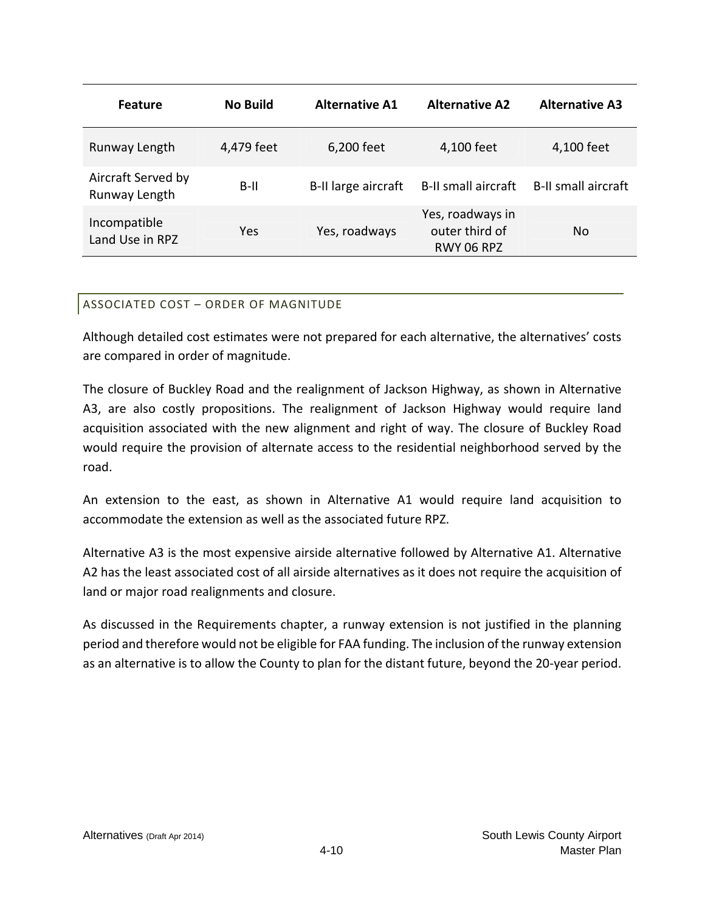| Feature | No Build | Alternative A1 | Alternative A2 | Alternative A3 |
|---|---|---|---|---|
| Runway Length | 4,479 feet | 6,200 feet | 4,100 feet | 4,100 feet |
| Aircraft Served by Runway Length | B-II | B-II large aircraft | B-II small aircraft | B-II small aircraft |
| Incompatible Land Use in RPZ | Yes | Yes, roadways | Yes, roadways in outer third of RWY 06 RPZ | No |

### ASSOCIATED COST – ORDER OF MAGNITUDE

Although detailed cost estimates were not prepared for each alternative, the alternatives' costs are compared in order of magnitude.

The closure of Buckley Road and the realignment of Jackson Highway, as shown in Alternative A3, are also costly propositions. The realignment of Jackson Highway would require land acquisition associated with the new alignment and right of way. The closure of Buckley Road would require the provision of alternate access to the residential neighborhood served by the road.

An extension to the east, as shown in Alternative A1 would require land acquisition to accommodate the extension as well as the associated future RPZ.

Alternative A3 is the most expensive airside alternative followed by Alternative A1. Alternative A2 has the least associated cost of all airside alternatives as it does not require the acquisition of land or major road realignments and closure.

As discussed in the Requirements chapter, a runway extension is not justified in the planning period and therefore would not be eligible for FAA funding. The inclusion of the runway extension as an alternative is to allow the County to plan for the distant future, beyond the 20-year period.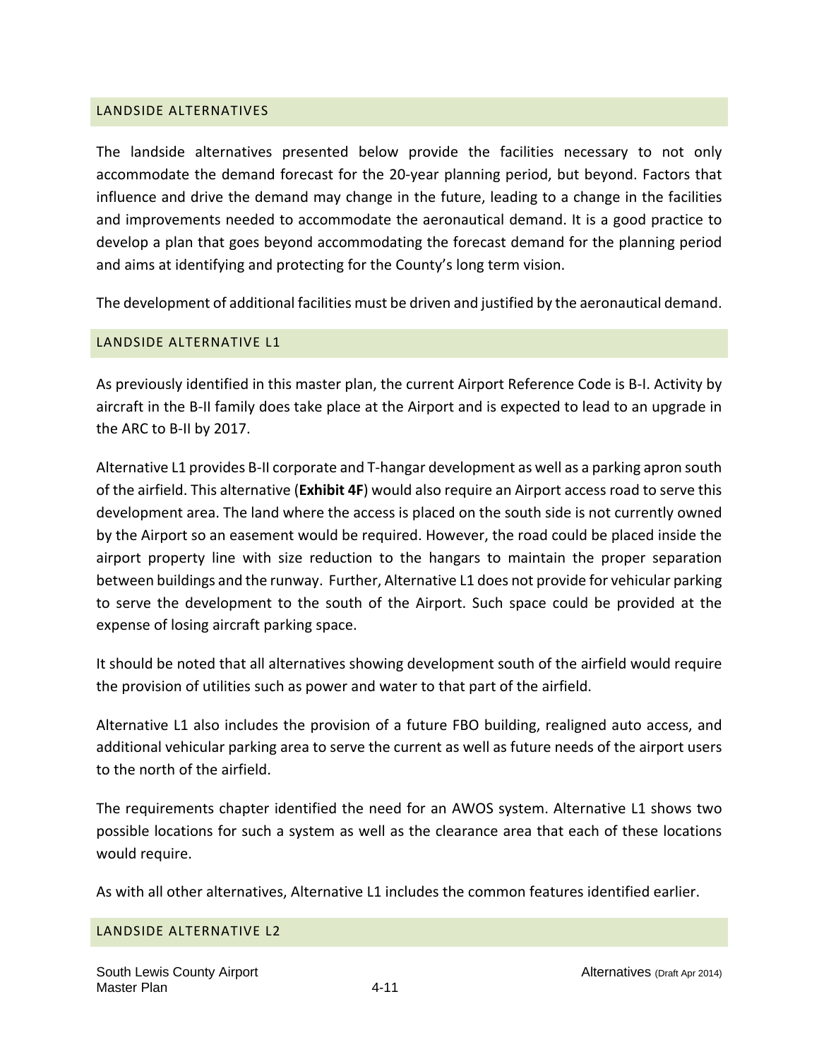## LANDSIDE ALTERNATIVES

The landside alternatives presented below provide the facilities necessary to not only accommodate the demand forecast for the 20-year planning period, but beyond. Factors that influence and drive the demand may change in the future, leading to a change in the facilities and improvements needed to accommodate the aeronautical demand. It is a good practice to develop a plan that goes beyond accommodating the forecast demand for the planning period and aims at identifying and protecting for the County's long term vision.

The development of additional facilities must be driven and justified by the aeronautical demand.

## LANDSIDE ALTERNATIVE L1

As previously identified in this master plan, the current Airport Reference Code is B-I. Activity by aircraft in the B-II family does take place at the Airport and is expected to lead to an upgrade in the ARC to B-II by 2017.

Alternative L1 provides B-II corporate and T-hangar development as well as a parking apron south of the airfield. This alternative (**Exhibit 4F**) would also require an Airport access road to serve this development area. The land where the access is placed on the south side is not currently owned by the Airport so an easement would be required. However, the road could be placed inside the airport property line with size reduction to the hangars to maintain the proper separation between buildings and the runway. Further, Alternative L1 does not provide for vehicular parking to serve the development to the south of the Airport. Such space could be provided at the expense of losing aircraft parking space.

It should be noted that all alternatives showing development south of the airfield would require the provision of utilities such as power and water to that part of the airfield.

Alternative L1 also includes the provision of a future FBO building, realigned auto access, and additional vehicular parking area to serve the current as well as future needs of the airport users to the north of the airfield.

The requirements chapter identified the need for an AWOS system. Alternative L1 shows two possible locations for such a system as well as the clearance area that each of these locations would require.

As with all other alternatives, Alternative L1 includes the common features identified earlier.

## LANDSIDE ALTERNATIVE L2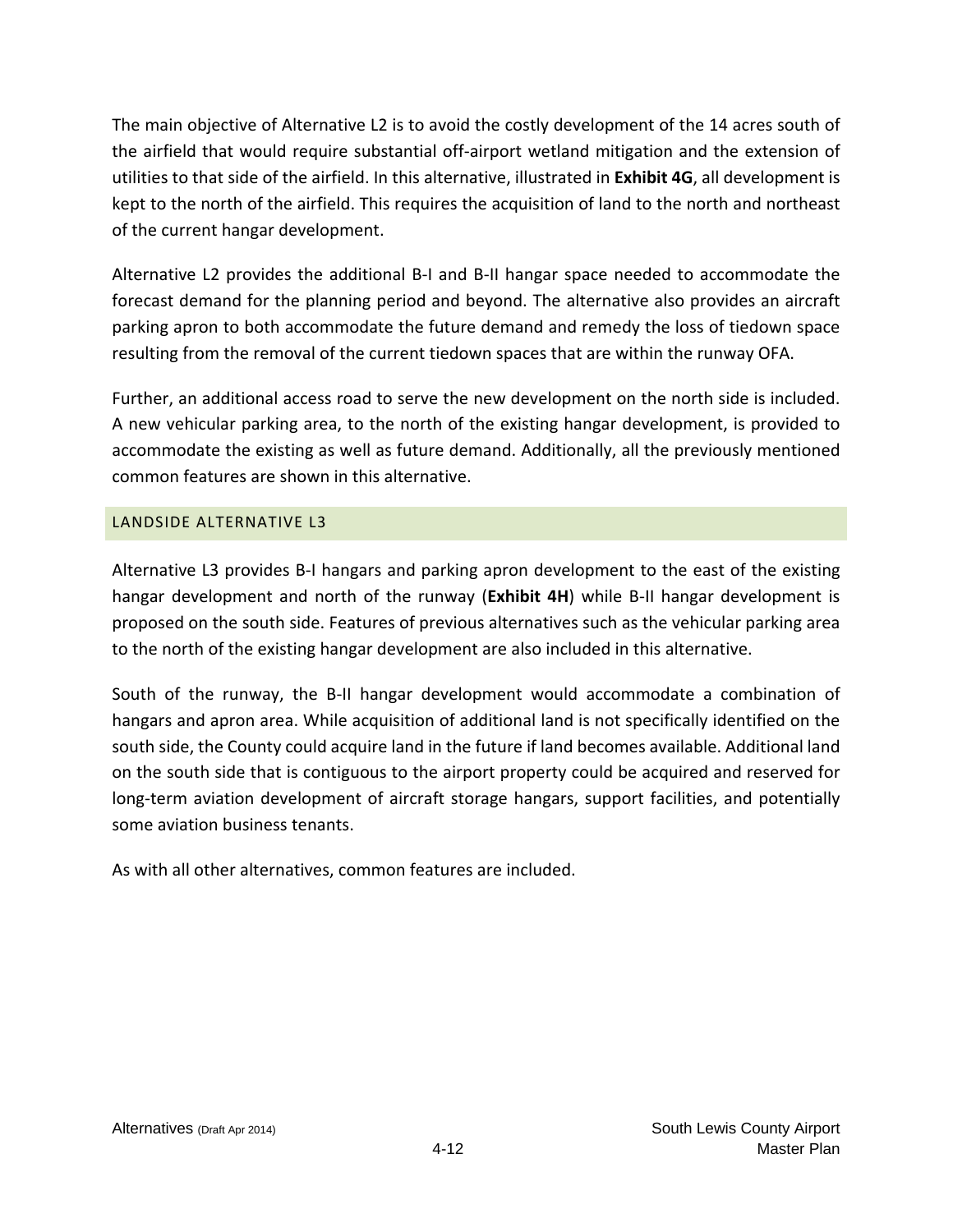The main objective of Alternative L2 is to avoid the costly development of the 14 acres south of the airfield that would require substantial off-airport wetland mitigation and the extension of utilities to that side of the airfield. In this alternative, illustrated in **Exhibit 4G**, all development is kept to the north of the airfield. This requires the acquisition of land to the north and northeast of the current hangar development.

Alternative L2 provides the additional B-I and B-II hangar space needed to accommodate the forecast demand for the planning period and beyond. The alternative also provides an aircraft parking apron to both accommodate the future demand and remedy the loss of tiedown space resulting from the removal of the current tiedown spaces that are within the runway OFA.

Further, an additional access road to serve the new development on the north side is included. A new vehicular parking area, to the north of the existing hangar development, is provided to accommodate the existing as well as future demand. Additionally, all the previously mentioned common features are shown in this alternative.

### LANDSIDE ALTERNATIVE L3

Alternative L3 provides B-I hangars and parking apron development to the east of the existing hangar development and north of the runway (**Exhibit 4H**) while B-II hangar development is proposed on the south side. Features of previous alternatives such as the vehicular parking area to the north of the existing hangar development are also included in this alternative.

South of the runway, the B-II hangar development would accommodate a combination of hangars and apron area. While acquisition of additional land is not specifically identified on the south side, the County could acquire land in the future if land becomes available. Additional land on the south side that is contiguous to the airport property could be acquired and reserved for long-term aviation development of aircraft storage hangars, support facilities, and potentially some aviation business tenants.

As with all other alternatives, common features are included.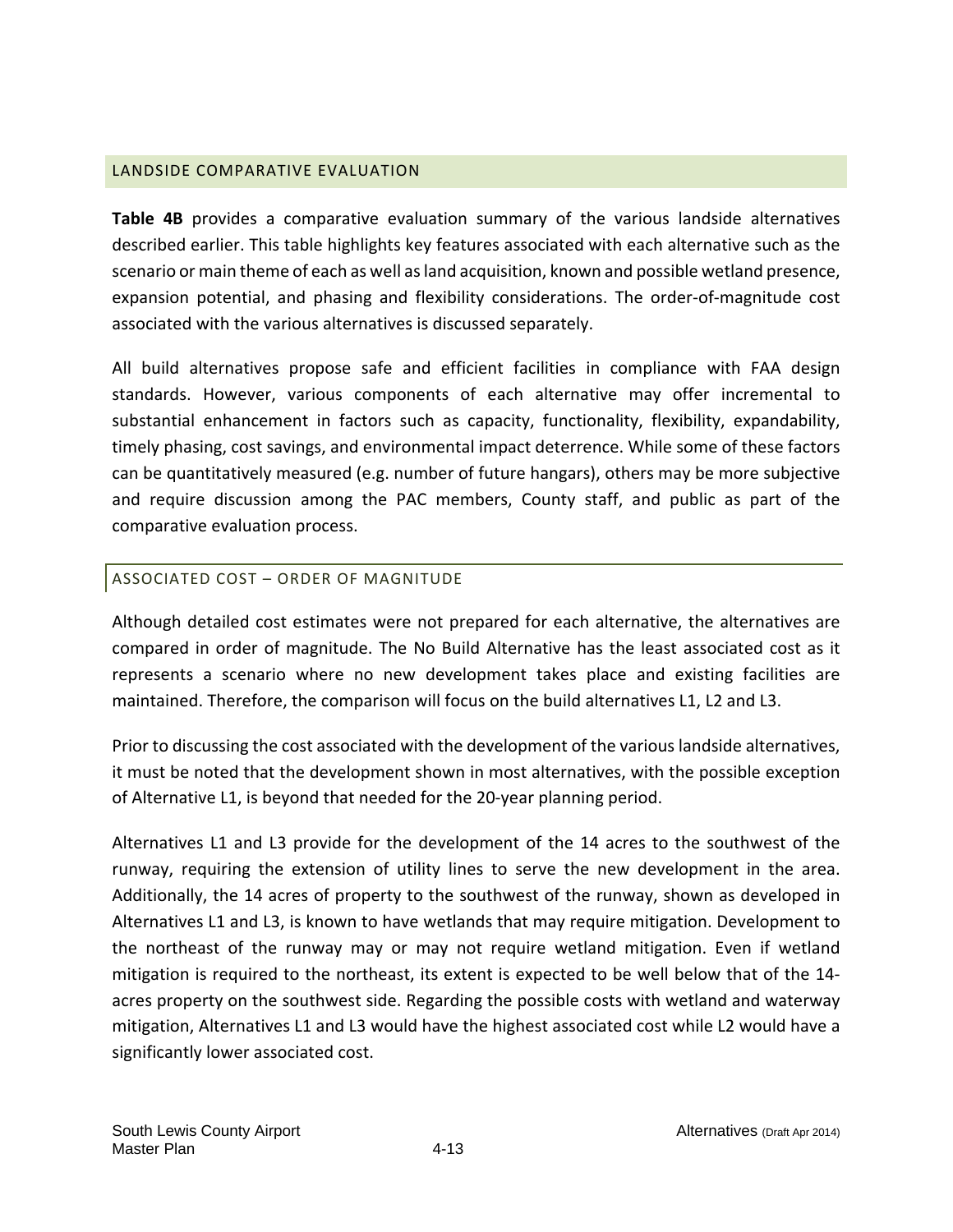## LANDSIDE COMPARATIVE EVALUATION

**Table 4B** provides a comparative evaluation summary of the various landside alternatives described earlier. This table highlights key features associated with each alternative such as the scenario or main theme of each as well as land acquisition, known and possible wetland presence, expansion potential, and phasing and flexibility considerations. The order-of-magnitude cost associated with the various alternatives is discussed separately.

All build alternatives propose safe and efficient facilities in compliance with FAA design standards. However, various components of each alternative may offer incremental to substantial enhancement in factors such as capacity, functionality, flexibility, expandability, timely phasing, cost savings, and environmental impact deterrence. While some of these factors can be quantitatively measured (e.g. number of future hangars), others may be more subjective and require discussion among the PAC members, County staff, and public as part of the comparative evaluation process.

### ASSOCIATED COST – ORDER OF MAGNITUDE

Although detailed cost estimates were not prepared for each alternative, the alternatives are compared in order of magnitude. The No Build Alternative has the least associated cost as it represents a scenario where no new development takes place and existing facilities are maintained. Therefore, the comparison will focus on the build alternatives L1, L2 and L3.

Prior to discussing the cost associated with the development of the various landside alternatives, it must be noted that the development shown in most alternatives, with the possible exception of Alternative L1, is beyond that needed for the 20-year planning period.

Alternatives L1 and L3 provide for the development of the 14 acres to the southwest of the runway, requiring the extension of utility lines to serve the new development in the area. Additionally, the 14 acres of property to the southwest of the runway, shown as developed in Alternatives L1 and L3, is known to have wetlands that may require mitigation. Development to the northeast of the runway may or may not require wetland mitigation. Even if wetland mitigation is required to the northeast, its extent is expected to be well below that of the 14-acres property on the southwest side. Regarding the possible costs with wetland and waterway mitigation, Alternatives L1 and L3 would have the highest associated cost while L2 would have a significantly lower associated cost.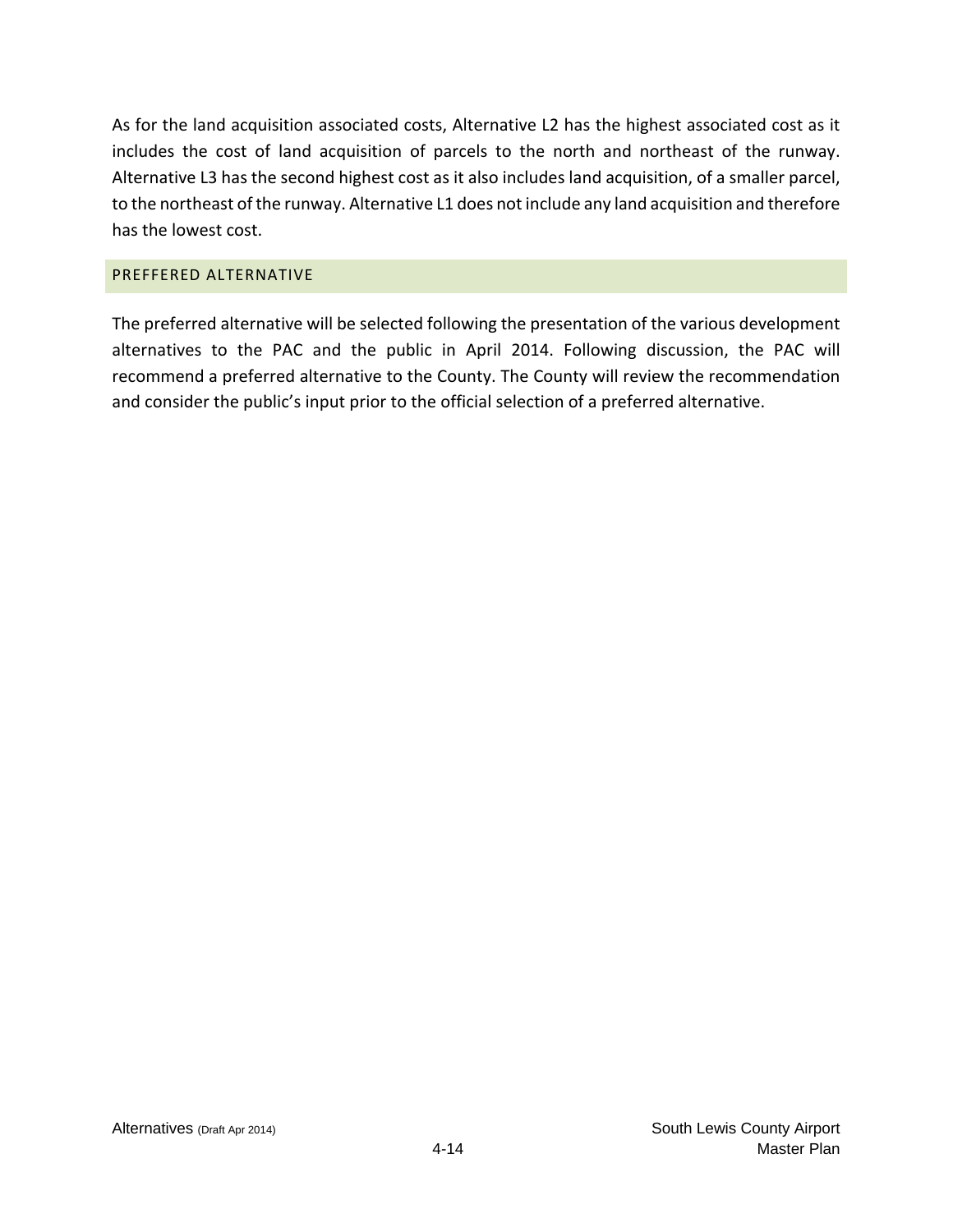As for the land acquisition associated costs, Alternative L2 has the highest associated cost as it includes the cost of land acquisition of parcels to the north and northeast of the runway. Alternative L3 has the second highest cost as it also includes land acquisition, of a smaller parcel, to the northeast of the runway. Alternative L1 does not include any land acquisition and therefore has the lowest cost.

## PREFFERED ALTERNATIVE

The preferred alternative will be selected following the presentation of the various development alternatives to the PAC and the public in April 2014. Following discussion, the PAC will recommend a preferred alternative to the County. The County will review the recommendation and consider the public's input prior to the official selection of a preferred alternative.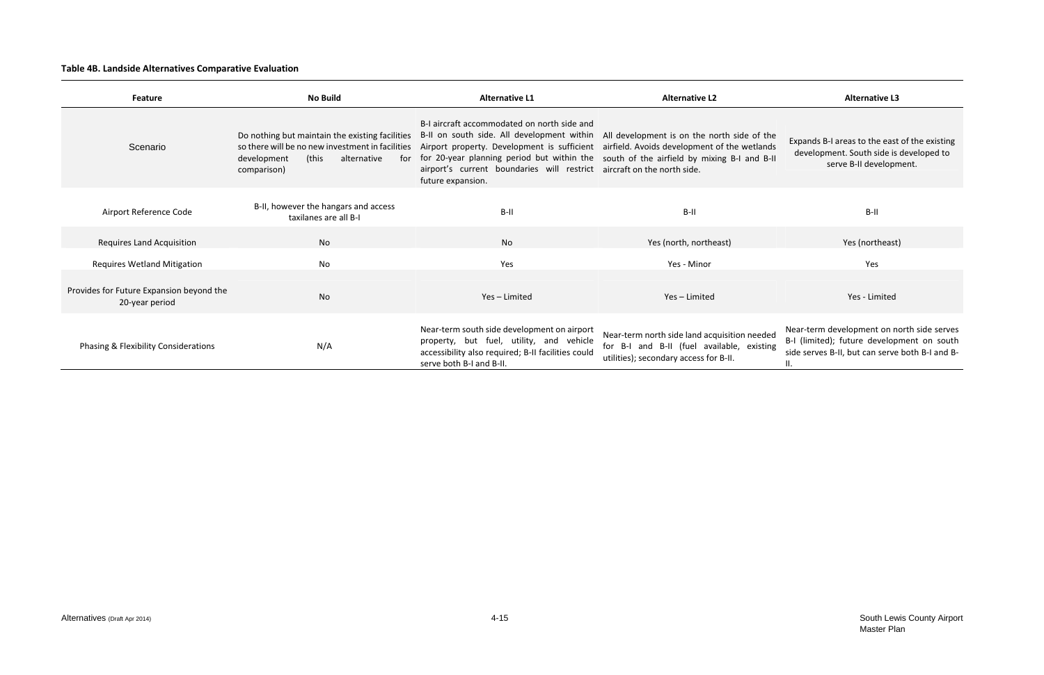**Table 4B. Landside Alternatives Comparative Evaluation**

| Feature | No Build | Alternative L1 | Alternative L2 | Alternative L3 |
|---|---|---|---|---|
| Scenario | Do nothing but maintain the existing facilities so there will be no new investment in facilities development (this alternative for comparison) | B-I aircraft accommodated on north side and B-II on south side. All development within Airport property. Development is sufficient for 20-year planning period but within the airport's current boundaries will restrict future expansion. | All development is on the north side of the airfield. Avoids development of the wetlands south of the airfield by mixing B-I and B-II aircraft on the north side. | Expands B-I areas to the east of the existing development. South side is developed to serve B-II development. |
| Airport Reference Code | B-II, however the hangars and access taxilanes are all B-I | B-II | B-II | B-II |
| Requires Land Acquisition | No | No | Yes (north, northeast) | Yes (northeast) |
| Requires Wetland Mitigation | No | Yes | Yes - Minor | Yes |
| Provides for Future Expansion beyond the 20-year period | No | Yes – Limited | Yes – Limited | Yes - Limited |
| Phasing & Flexibility Considerations | N/A | Near-term south side development on airport property, but fuel, utility, and vehicle accessibility also required; B-II facilities could serve both B-I and B-II. | Near-term north side land acquisition needed for B-I and B-II (fuel available, existing utilities); secondary access for B-II. | Near-term development on north side serves B-I (limited); future development on south side serves B-II, but can serve both B-I and B-II. |